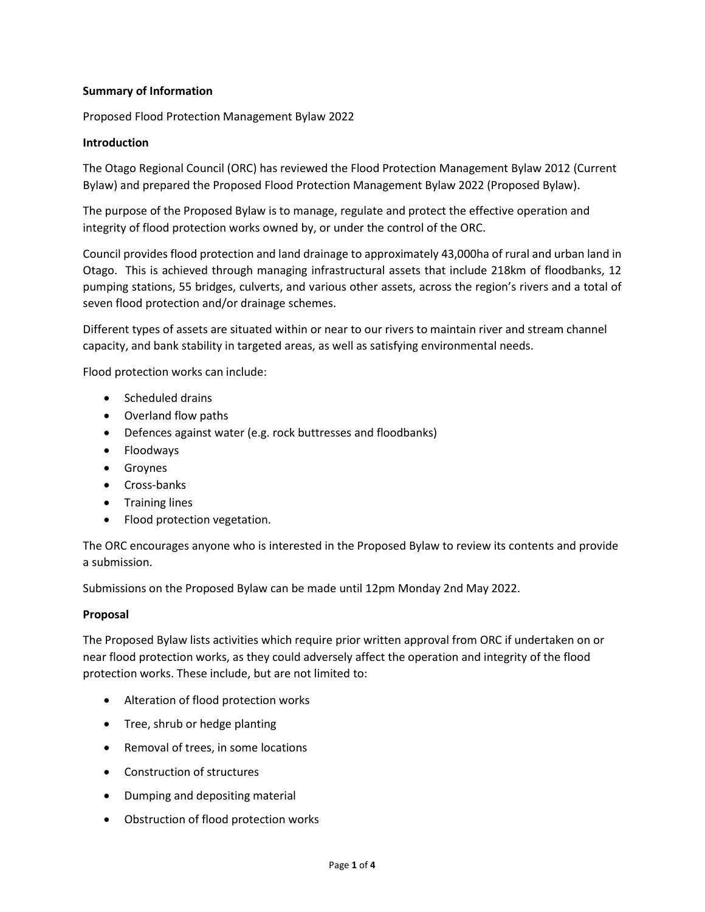**Summary of Information**

Proposed Flood Protection Management Bylaw 2022

**Introduction**

The Otago Regional Council (ORC) has reviewed the Flood Protection Management Bylaw 2012 (Current Bylaw) and prepared the Proposed Flood Protection Management Bylaw 2022 (Proposed Bylaw).

The purpose of the Proposed Bylaw is to manage, regulate and protect the effective operation and integrity of flood protection works owned by, or under the control of the ORC.

Council provides flood protection and land drainage to approximately 43,000ha of rural and urban land in Otago. This is achieved through managing infrastructural assets that include 218km of floodbanks, 12 pumping stations, 55 bridges, culverts, and various other assets, across the region's rivers and a total of seven flood protection and/or drainage schemes.

Different types of assets are situated within or near to our rivers to maintain river and stream channel capacity, and bank stability in targeted areas, as well as satisfying environmental needs.

Flood protection works can include:

- Scheduled drains
- Overland flow paths
- Defences against water (e.g. rock buttresses and floodbanks)
- Floodways
- Groynes
- Cross-banks
- Training lines
- Flood protection vegetation.

The ORC encourages anyone who is interested in the Proposed Bylaw to review its contents and provide a submission.

Submissions on the Proposed Bylaw can be made until 12pm Monday 2nd May 2022.

**Proposal**

The Proposed Bylaw lists activities which require prior written approval from ORC if undertaken on or near flood protection works, as they could adversely affect the operation and integrity of the flood protection works. These include, but are not limited to:

- Alteration of flood protection works
- Tree, shrub or hedge planting
- Removal of trees, in some locations
- Construction of structures
- Dumping and depositing material
- Obstruction of flood protection works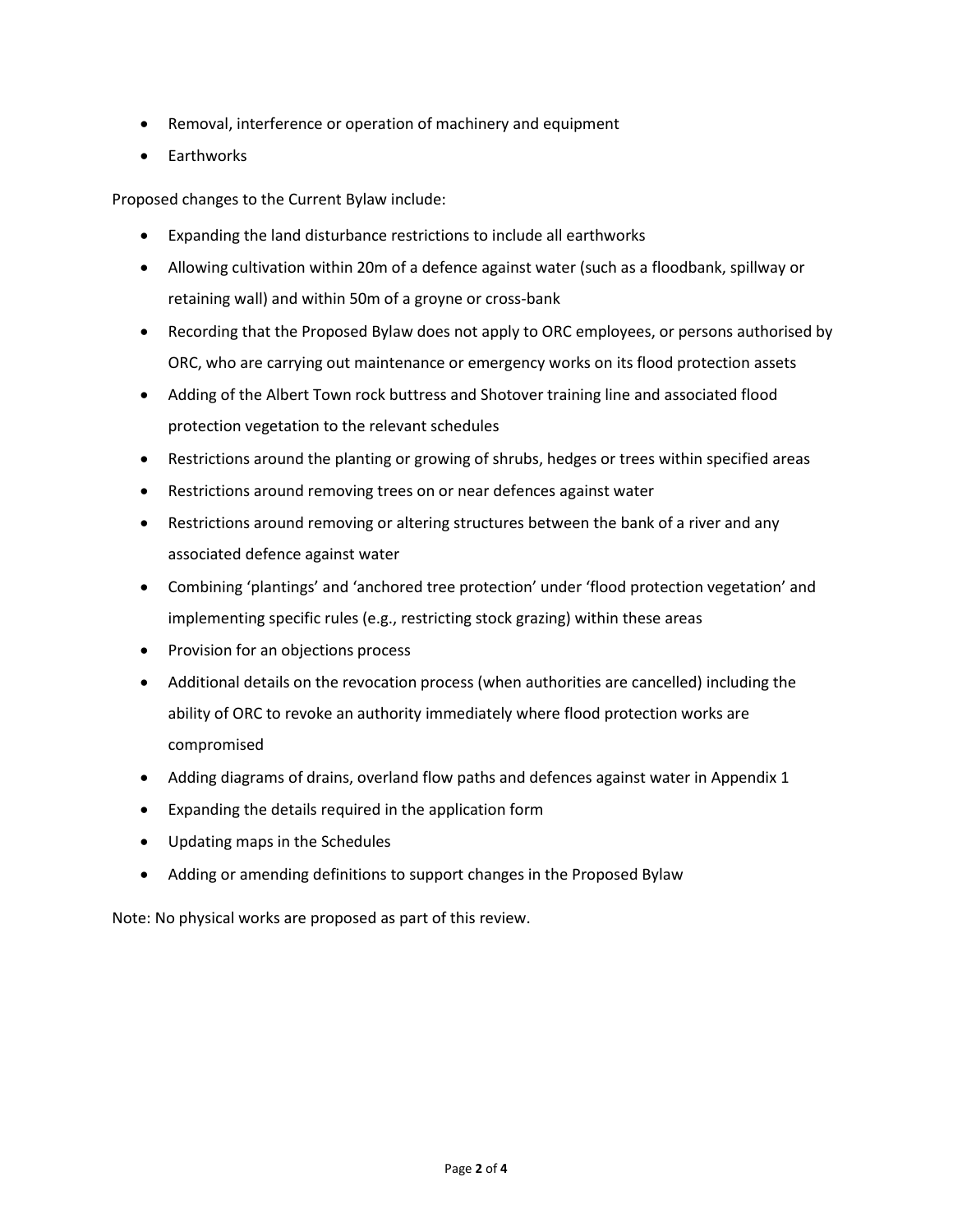- Removal, interference or operation of machinery and equipment
- Earthworks

Proposed changes to the Current Bylaw include:

- Expanding the land disturbance restrictions to include all earthworks
- Allowing cultivation within 20m of a defence against water (such as a floodbank, spillway or retaining wall) and within 50m of a groyne or cross-bank
- Recording that the Proposed Bylaw does not apply to ORC employees, or persons authorised by ORC, who are carrying out maintenance or emergency works on its flood protection assets
- Adding of the Albert Town rock buttress and Shotover training line and associated flood protection vegetation to the relevant schedules
- Restrictions around the planting or growing of shrubs, hedges or trees within specified areas
- Restrictions around removing trees on or near defences against water
- Restrictions around removing or altering structures between the bank of a river and any associated defence against water
- Combining 'plantings' and 'anchored tree protection' under 'flood protection vegetation' and implementing specific rules (e.g., restricting stock grazing) within these areas
- Provision for an objections process
- Additional details on the revocation process (when authorities are cancelled) including the ability of ORC to revoke an authority immediately where flood protection works are compromised
- Adding diagrams of drains, overland flow paths and defences against water in Appendix 1
- Expanding the details required in the application form
- Updating maps in the Schedules
- Adding or amending definitions to support changes in the Proposed Bylaw

Note: No physical works are proposed as part of this review.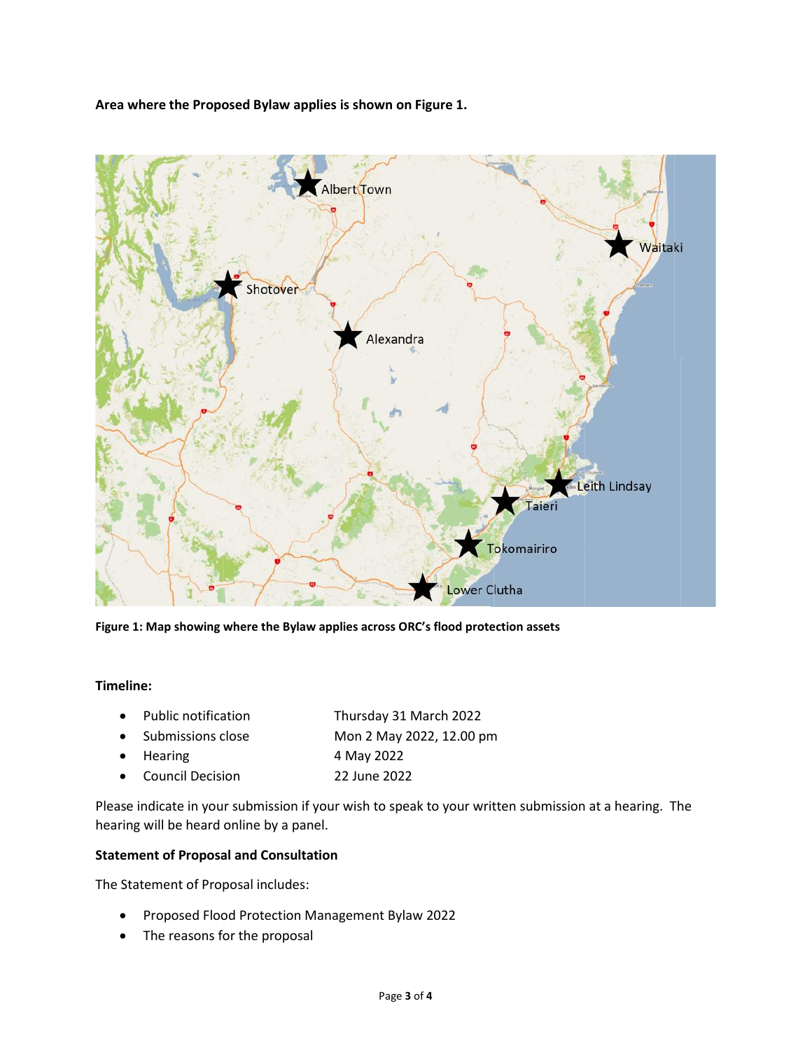**Area where the Proposed Bylaw applies is shown on Figure 1.**

**Figure 1: Map showing where the Bylaw applies across ORC's flood protection assets**

**Timeline:**

- Public notification — Thursday 31 March 2022
- Submissions close — Mon 2 May 2022, 12.00 pm
- Hearing — 4 May 2022
- Council Decision — 22 June 2022

Please indicate in your submission if your wish to speak to your written submission at a hearing. The hearing will be heard online by a panel.

**Statement of Proposal and Consultation**

The Statement of Proposal includes:

- Proposed Flood Protection Management Bylaw 2022
- The reasons for the proposal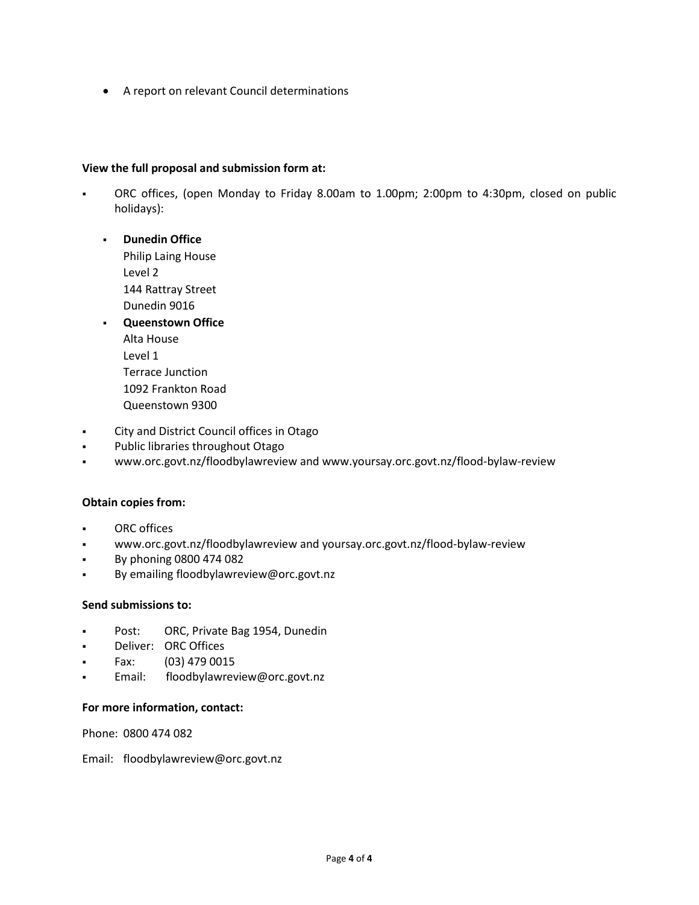- A report on relevant Council determinations

**View the full proposal and submission form at:**

- ORC offices, (open Monday to Friday 8.00am to 1.00pm; 2:00pm to 4:30pm, closed on public holidays):
  - **Dunedin Office**
    Philip Laing House
    Level 2
    144 Rattray Street
    Dunedin 9016
  - **Queenstown Office**
    Alta House
    Level 1
    Terrace Junction
    1092 Frankton Road
    Queenstown 9300
- City and District Council offices in Otago
- Public libraries throughout Otago
- www.orc.govt.nz/floodbylawreview and www.yoursay.orc.govt.nz/flood-bylaw-review

**Obtain copies from:**

- ORC offices
- www.orc.govt.nz/floodbylawreview and yoursay.orc.govt.nz/flood-bylaw-review
- By phoning 0800 474 082
- By emailing floodbylawreview@orc.govt.nz

**Send submissions to:**

- Post: ORC, Private Bag 1954, Dunedin
- Deliver: ORC Offices
- Fax: (03) 479 0015
- Email: floodbylawreview@orc.govt.nz

**For more information, contact:**

Phone: 0800 474 082

Email: floodbylawreview@orc.govt.nz